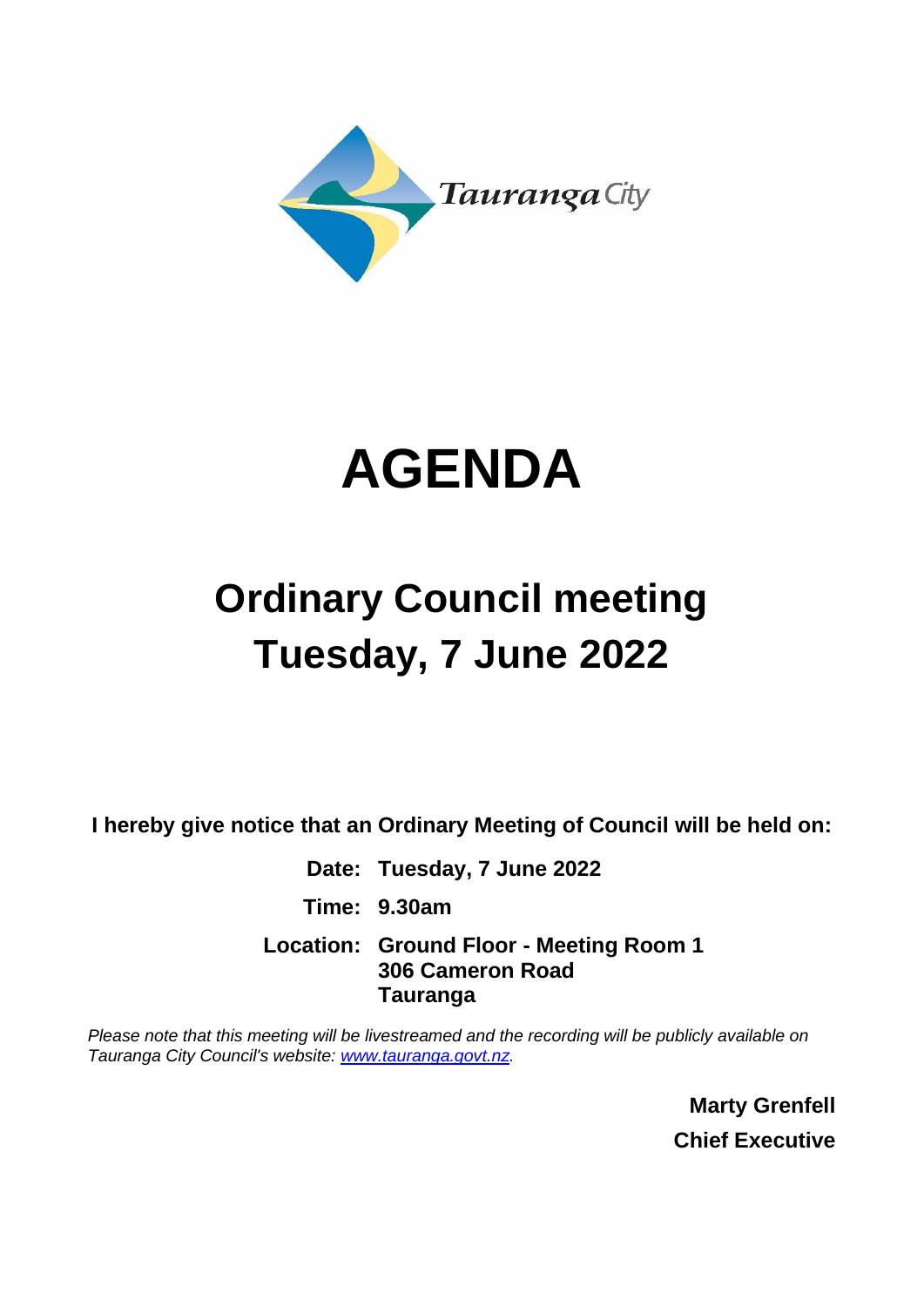Tauranga City

# AGENDA

## Ordinary Council meeting
## Tuesday, 7 June 2022

**I hereby give notice that an Ordinary Meeting of Council will be held on:**

**Date:** **Tuesday, 7 June 2022**

**Time:** **9.30am**

**Location:** **Ground Floor - Meeting Room 1**
**306 Cameron Road**
**Tauranga**

*Please note that this meeting will be livestreamed and the recording will be publicly available on Tauranga City Council's website: [www.tauranga.govt.nz](http://www.tauranga.govt.nz).*

**Marty Grenfell**
**Chief Executive**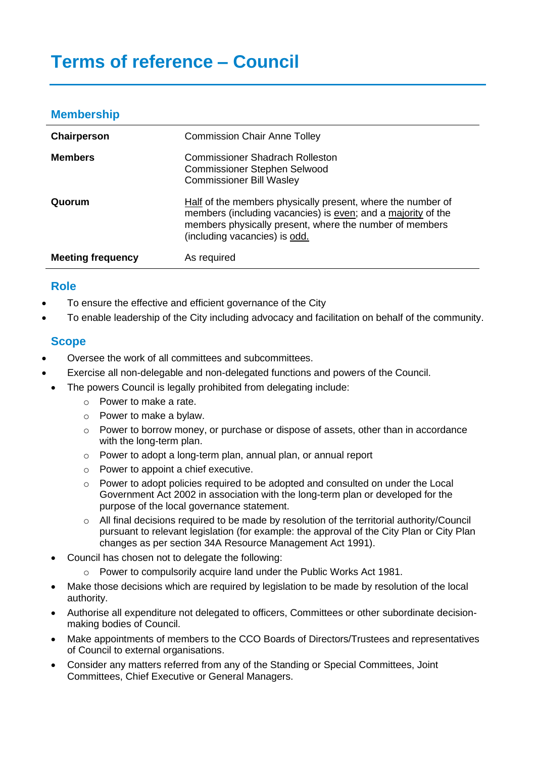# Terms of reference – Council

## Membership

| | |
|---|---|
| **Chairperson** | Commission Chair Anne Tolley |
| **Members** | Commissioner Shadrach Rolleston<br>Commissioner Stephen Selwood<br>Commissioner Bill Wasley |
| **Quorum** | Half of the members physically present, where the number of members (including vacancies) is even; and a majority of the members physically present, where the number of members (including vacancies) is odd. |
| **Meeting frequency** | As required |

## Role

- To ensure the effective and efficient governance of the City
- To enable leadership of the City including advocacy and facilitation on behalf of the community.

## Scope

- Oversee the work of all committees and subcommittees.
- Exercise all non-delegable and non-delegated functions and powers of the Council.
- The powers Council is legally prohibited from delegating include:
    - Power to make a rate.
    - Power to make a bylaw.
    - Power to borrow money, or purchase or dispose of assets, other than in accordance with the long-term plan.
    - Power to adopt a long-term plan, annual plan, or annual report
    - Power to appoint a chief executive.
    - Power to adopt policies required to be adopted and consulted on under the Local Government Act 2002 in association with the long-term plan or developed for the purpose of the local governance statement.
    - All final decisions required to be made by resolution of the territorial authority/Council pursuant to relevant legislation (for example: the approval of the City Plan or City Plan changes as per section 34A Resource Management Act 1991).
- Council has chosen not to delegate the following:
    - Power to compulsorily acquire land under the Public Works Act 1981.
- Make those decisions which are required by legislation to be made by resolution of the local authority.
- Authorise all expenditure not delegated to officers, Committees or other subordinate decision-making bodies of Council.
- Make appointments of members to the CCO Boards of Directors/Trustees and representatives of Council to external organisations.
- Consider any matters referred from any of the Standing or Special Committees, Joint Committees, Chief Executive or General Managers.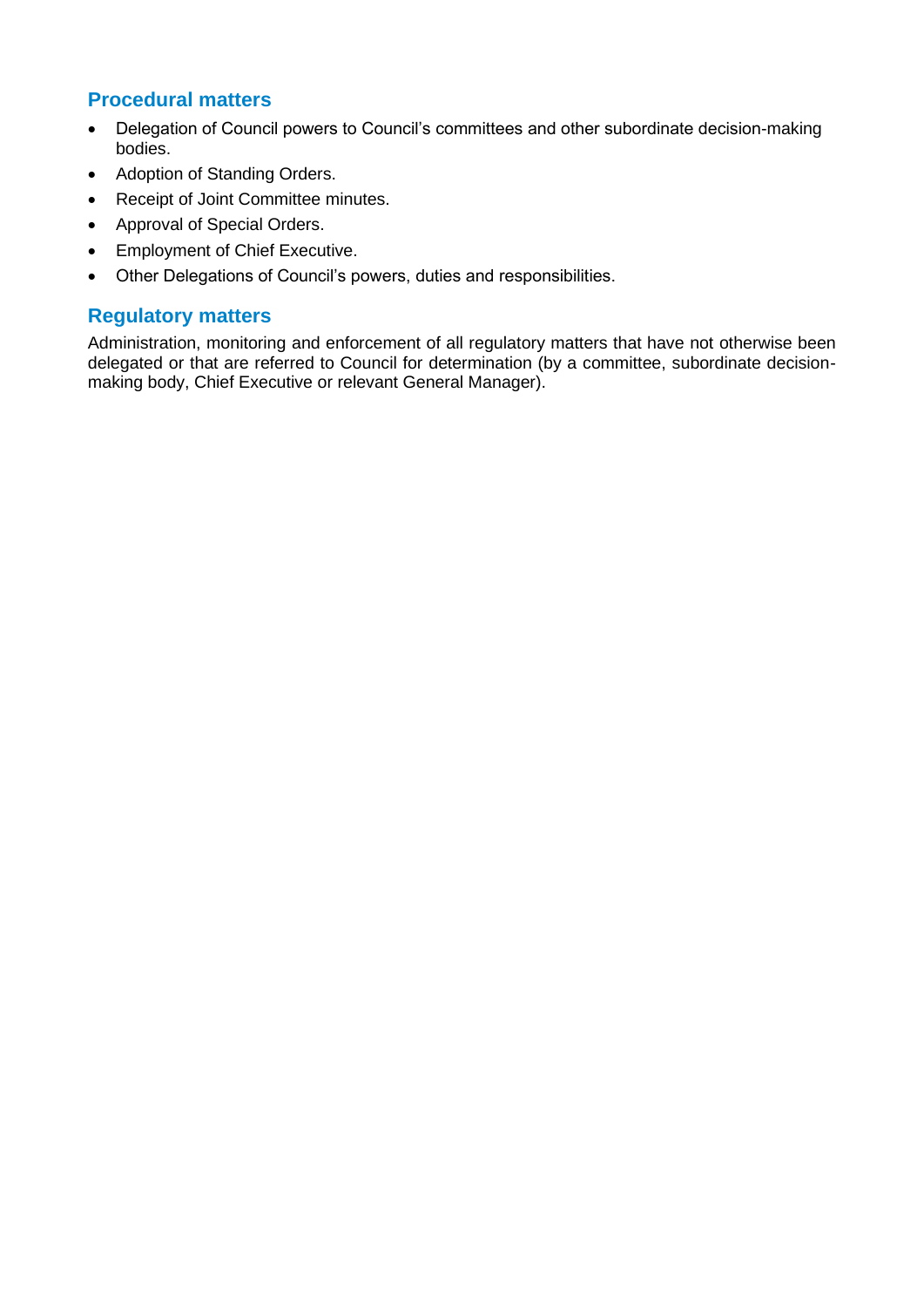## Procedural matters

- Delegation of Council powers to Council's committees and other subordinate decision-making bodies.
- Adoption of Standing Orders.
- Receipt of Joint Committee minutes.
- Approval of Special Orders.
- Employment of Chief Executive.
- Other Delegations of Council's powers, duties and responsibilities.

## Regulatory matters

Administration, monitoring and enforcement of all regulatory matters that have not otherwise been delegated or that are referred to Council for determination (by a committee, subordinate decision-making body, Chief Executive or relevant General Manager).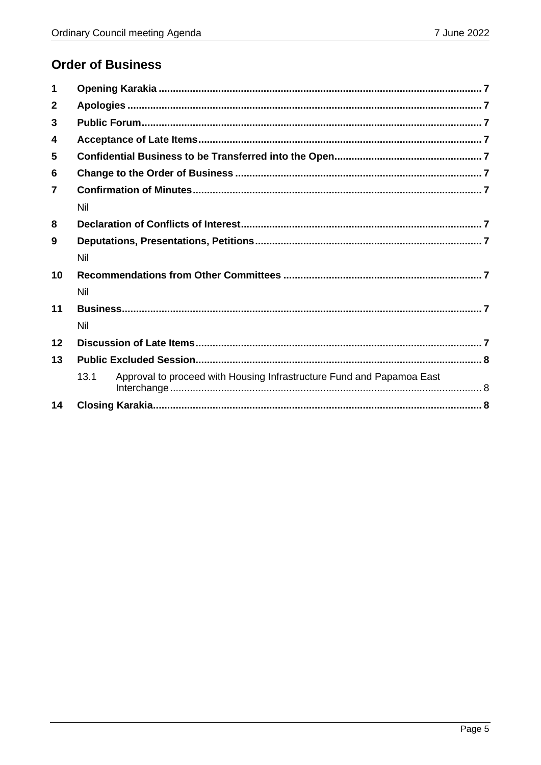## Order of Business

| | | |
|---|---|---|
| **1** | **Opening Karakia** | **7** |
| **2** | **Apologies** | **7** |
| **3** | **Public Forum** | **7** |
| **4** | **Acceptance of Late Items** | **7** |
| **5** | **Confidential Business to be Transferred into the Open** | **7** |
| **6** | **Change to the Order of Business** | **7** |
| **7** | **Confirmation of Minutes** | **7** |
| | Nil | |
| **8** | **Declaration of Conflicts of Interest** | **7** |
| **9** | **Deputations, Presentations, Petitions** | **7** |
| | Nil | |
| **10** | **Recommendations from Other Committees** | **7** |
| | Nil | |
| **11** | **Business** | **7** |
| | Nil | |
| **12** | **Discussion of Late Items** | **7** |
| **13** | **Public Excluded Session** | **8** |
| | 13.1 Approval to proceed with Housing Infrastructure Fund and Papamoa East Interchange | 8 |
| **14** | **Closing Karakia** | **8** |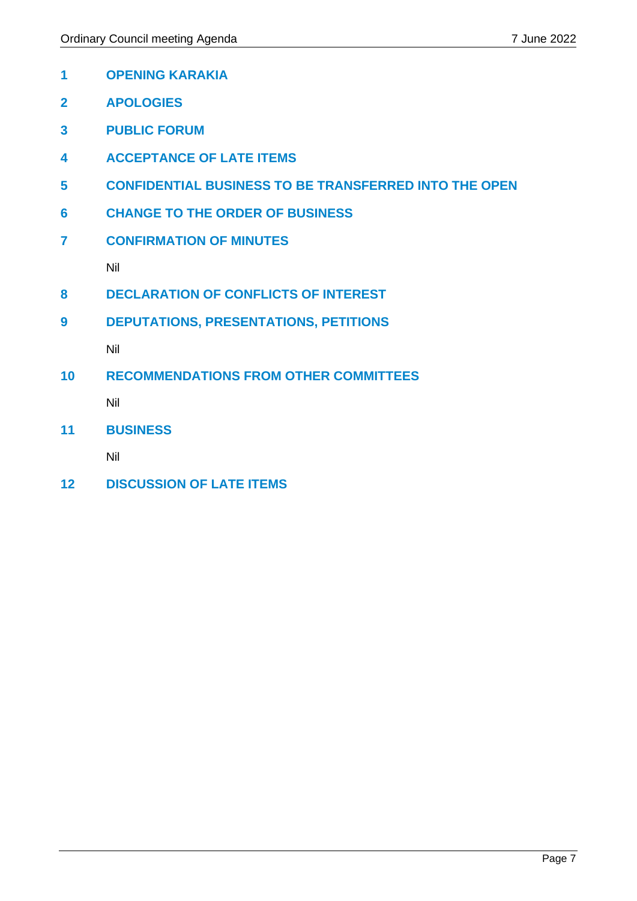# 1 OPENING KARAKIA

# 2 APOLOGIES

# 3 PUBLIC FORUM

# 4 ACCEPTANCE OF LATE ITEMS

# 5 CONFIDENTIAL BUSINESS TO BE TRANSFERRED INTO THE OPEN

# 6 CHANGE TO THE ORDER OF BUSINESS

# 7 CONFIRMATION OF MINUTES

Nil

# 8 DECLARATION OF CONFLICTS OF INTEREST

# 9 DEPUTATIONS, PRESENTATIONS, PETITIONS

Nil

# 10 RECOMMENDATIONS FROM OTHER COMMITTEES

Nil

# 11 BUSINESS

Nil

# 12 DISCUSSION OF LATE ITEMS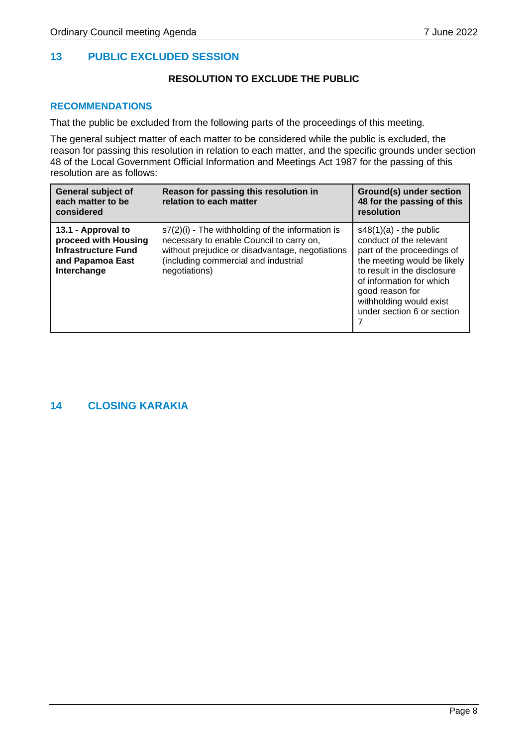## 13 PUBLIC EXCLUDED SESSION

**RESOLUTION TO EXCLUDE THE PUBLIC**

### RECOMMENDATIONS

That the public be excluded from the following parts of the proceedings of this meeting.

The general subject matter of each matter to be considered while the public is excluded, the reason for passing this resolution in relation to each matter, and the specific grounds under section 48 of the Local Government Official Information and Meetings Act 1987 for the passing of this resolution are as follows:

| General subject of each matter to be considered | Reason for passing this resolution in relation to each matter | Ground(s) under section 48 for the passing of this resolution |
|---|---|---|
| **13.1 - Approval to proceed with Housing Infrastructure Fund and Papamoa East Interchange** | s7(2)(i) - The withholding of the information is necessary to enable Council to carry on, without prejudice or disadvantage, negotiations (including commercial and industrial negotiations) | s48(1)(a) - the public conduct of the relevant part of the proceedings of the meeting would be likely to result in the disclosure of information for which good reason for withholding would exist under section 6 or section 7 |

## 14 CLOSING KARAKIA